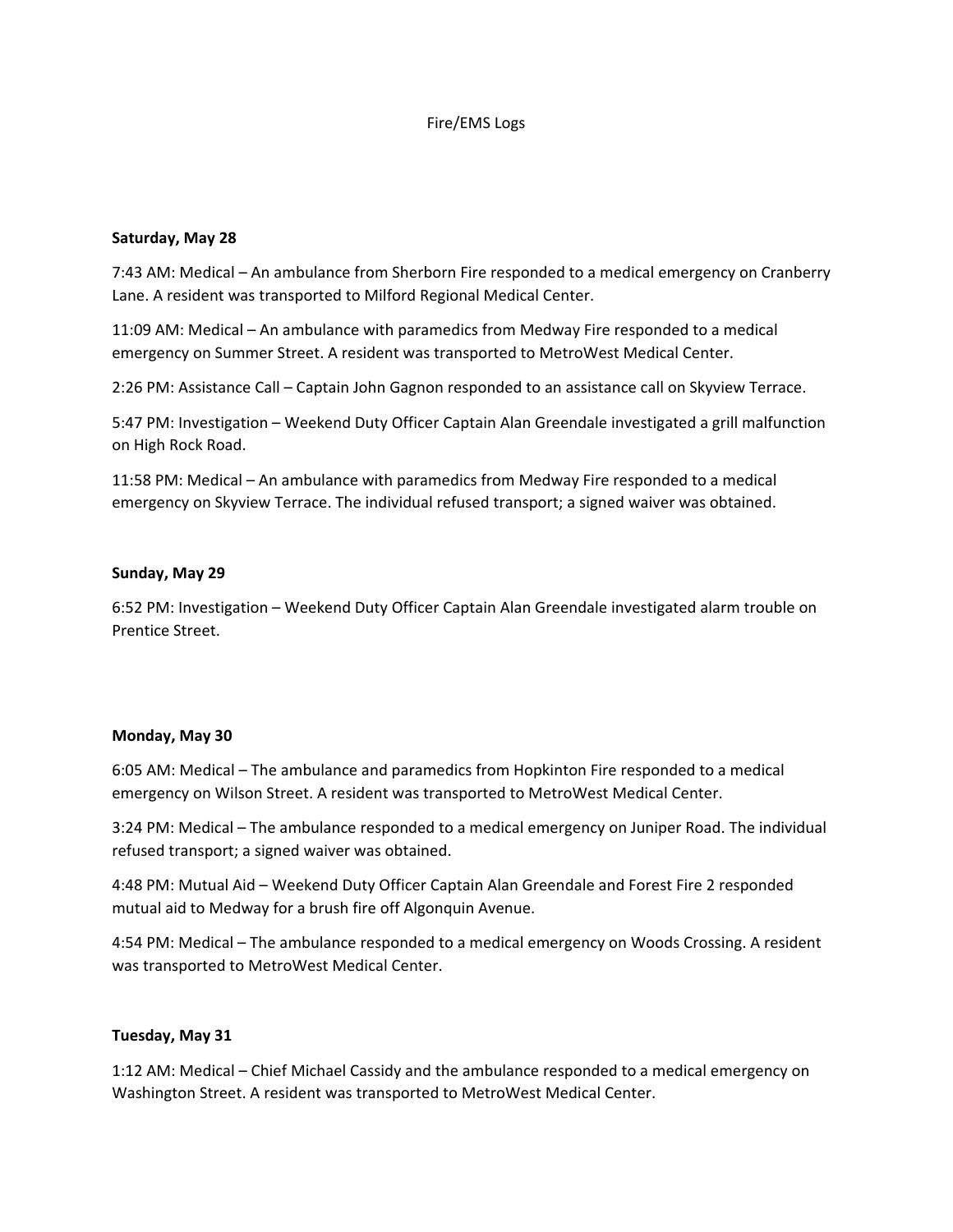# Fire/EMS Logs

**Saturday, May 28**

7:43 AM: Medical – An ambulance from Sherborn Fire responded to a medical emergency on Cranberry Lane. A resident was transported to Milford Regional Medical Center.

11:09 AM: Medical – An ambulance with paramedics from Medway Fire responded to a medical emergency on Summer Street. A resident was transported to MetroWest Medical Center.

2:26 PM: Assistance Call – Captain John Gagnon responded to an assistance call on Skyview Terrace.

5:47 PM: Investigation – Weekend Duty Officer Captain Alan Greendale investigated a grill malfunction on High Rock Road.

11:58 PM: Medical – An ambulance with paramedics from Medway Fire responded to a medical emergency on Skyview Terrace. The individual refused transport; a signed waiver was obtained.

**Sunday, May 29**

6:52 PM: Investigation – Weekend Duty Officer Captain Alan Greendale investigated alarm trouble on Prentice Street.

**Monday, May 30**

6:05 AM: Medical – The ambulance and paramedics from Hopkinton Fire responded to a medical emergency on Wilson Street. A resident was transported to MetroWest Medical Center.

3:24 PM: Medical – The ambulance responded to a medical emergency on Juniper Road. The individual refused transport; a signed waiver was obtained.

4:48 PM: Mutual Aid – Weekend Duty Officer Captain Alan Greendale and Forest Fire 2 responded mutual aid to Medway for a brush fire off Algonquin Avenue.

4:54 PM: Medical – The ambulance responded to a medical emergency on Woods Crossing. A resident was transported to MetroWest Medical Center.

**Tuesday, May 31**

1:12 AM: Medical – Chief Michael Cassidy and the ambulance responded to a medical emergency on Washington Street. A resident was transported to MetroWest Medical Center.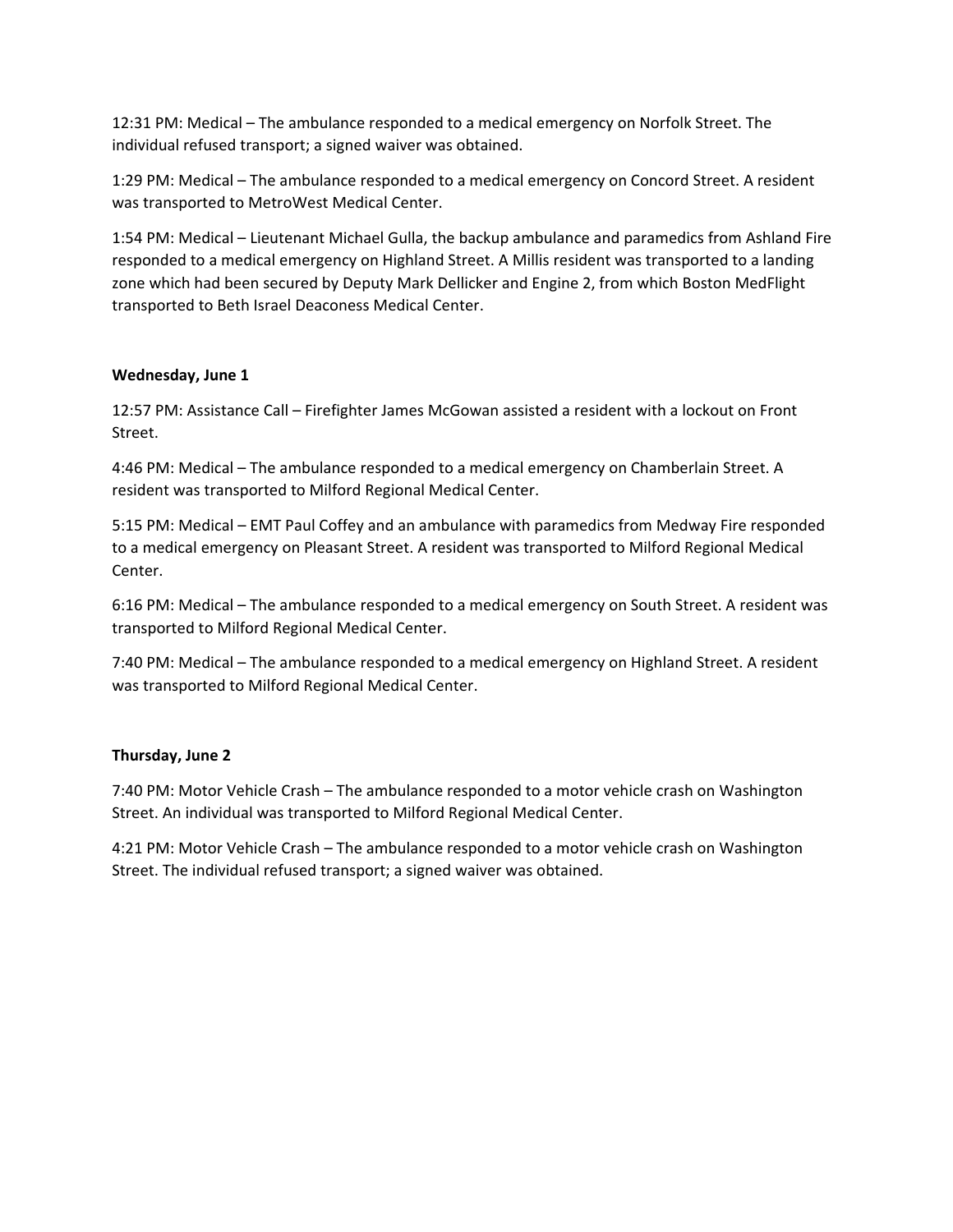12:31 PM: Medical – The ambulance responded to a medical emergency on Norfolk Street. The individual refused transport; a signed waiver was obtained.

1:29 PM: Medical – The ambulance responded to a medical emergency on Concord Street. A resident was transported to MetroWest Medical Center.

1:54 PM: Medical – Lieutenant Michael Gulla, the backup ambulance and paramedics from Ashland Fire responded to a medical emergency on Highland Street. A Millis resident was transported to a landing zone which had been secured by Deputy Mark Dellicker and Engine 2, from which Boston MedFlight transported to Beth Israel Deaconess Medical Center.

**Wednesday, June 1**

12:57 PM: Assistance Call – Firefighter James McGowan assisted a resident with a lockout on Front Street.

4:46 PM: Medical – The ambulance responded to a medical emergency on Chamberlain Street. A resident was transported to Milford Regional Medical Center.

5:15 PM: Medical – EMT Paul Coffey and an ambulance with paramedics from Medway Fire responded to a medical emergency on Pleasant Street. A resident was transported to Milford Regional Medical Center.

6:16 PM: Medical – The ambulance responded to a medical emergency on South Street. A resident was transported to Milford Regional Medical Center.

7:40 PM: Medical – The ambulance responded to a medical emergency on Highland Street. A resident was transported to Milford Regional Medical Center.

**Thursday, June 2**

7:40 PM: Motor Vehicle Crash – The ambulance responded to a motor vehicle crash on Washington Street. An individual was transported to Milford Regional Medical Center.

4:21 PM: Motor Vehicle Crash – The ambulance responded to a motor vehicle crash on Washington Street. The individual refused transport; a signed waiver was obtained.